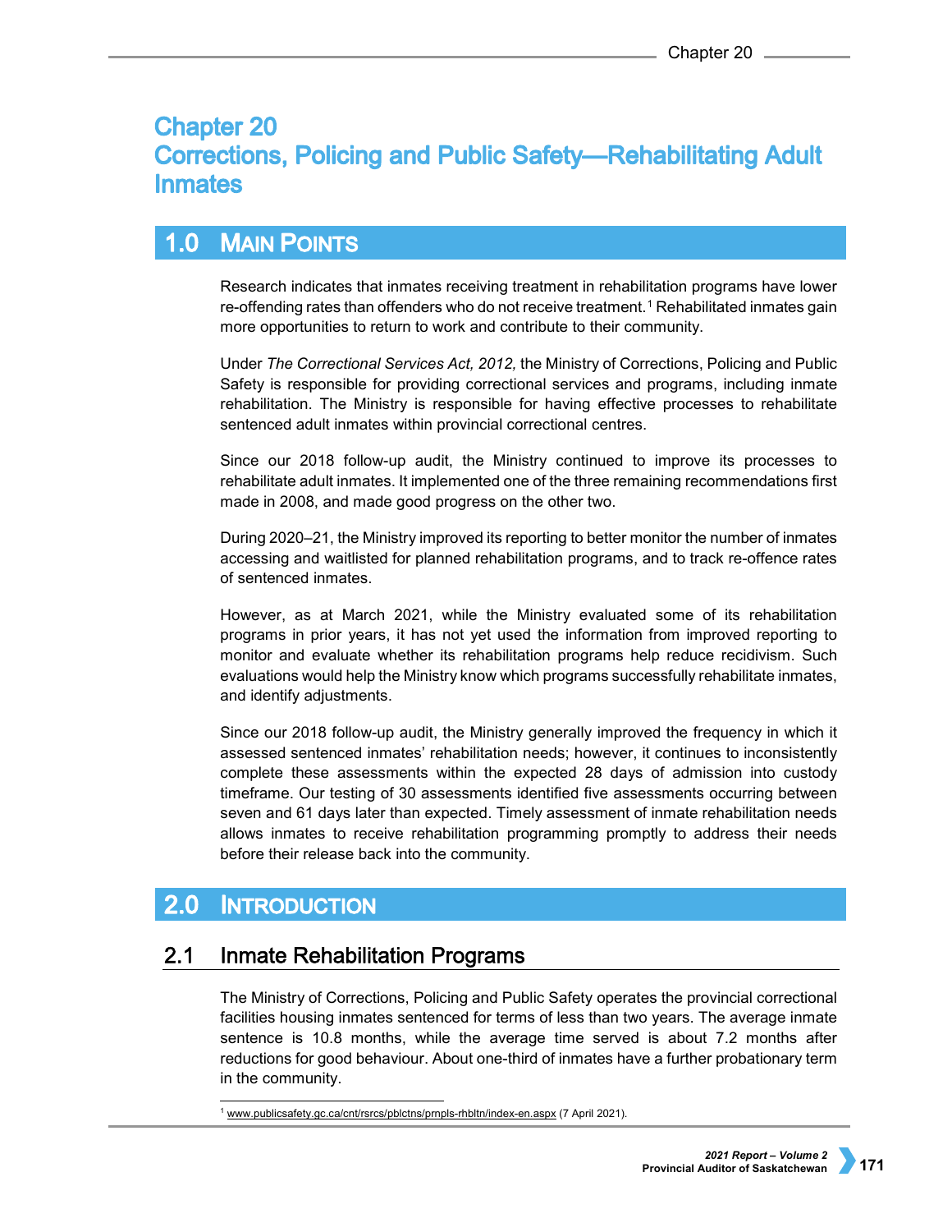# Chapter 20
# Corrections, Policing and Public Safety—Rehabilitating Adult Inmates

## 1.0 Main Points

Research indicates that inmates receiving treatment in rehabilitation programs have lower re-offending rates than offenders who do not receive treatment.[1] Rehabilitated inmates gain more opportunities to return to work and contribute to their community.

Under *The Correctional Services Act, 2012,* the Ministry of Corrections, Policing and Public Safety is responsible for providing correctional services and programs, including inmate rehabilitation. The Ministry is responsible for having effective processes to rehabilitate sentenced adult inmates within provincial correctional centres.

Since our 2018 follow-up audit, the Ministry continued to improve its processes to rehabilitate adult inmates. It implemented one of the three remaining recommendations first made in 2008, and made good progress on the other two.

During 2020–21, the Ministry improved its reporting to better monitor the number of inmates accessing and waitlisted for planned rehabilitation programs, and to track re-offence rates of sentenced inmates.

However, as at March 2021, while the Ministry evaluated some of its rehabilitation programs in prior years, it has not yet used the information from improved reporting to monitor and evaluate whether its rehabilitation programs help reduce recidivism. Such evaluations would help the Ministry know which programs successfully rehabilitate inmates, and identify adjustments.

Since our 2018 follow-up audit, the Ministry generally improved the frequency in which it assessed sentenced inmates' rehabilitation needs; however, it continues to inconsistently complete these assessments within the expected 28 days of admission into custody timeframe. Our testing of 30 assessments identified five assessments occurring between seven and 61 days later than expected. Timely assessment of inmate rehabilitation needs allows inmates to receive rehabilitation programming promptly to address their needs before their release back into the community.

## 2.0 Introduction

### 2.1 Inmate Rehabilitation Programs

The Ministry of Corrections, Policing and Public Safety operates the provincial correctional facilities housing inmates sentenced for terms of less than two years. The average inmate sentence is 10.8 months, while the average time served is about 7.2 months after reductions for good behaviour. About one-third of inmates have a further probationary term in the community.

[1] www.publicsafety.gc.ca/cnt/rsrcs/pblctns/prnpls-rhbltn/index-en.aspx (7 April 2021).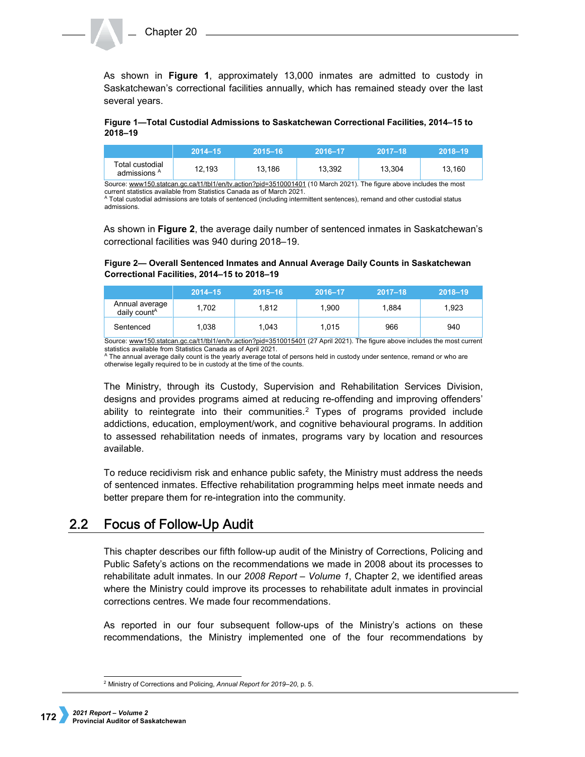As shown in **Figure 1**, approximately 13,000 inmates are admitted to custody in Saskatchewan's correctional facilities annually, which has remained steady over the last several years.

**Figure 1—Total Custodial Admissions to Saskatchewan Correctional Facilities, 2014–15 to 2018–19**

| | 2014–15 | 2015–16 | 2016–17 | 2017–18 | 2018–19 |
|---|---|---|---|---|---|
| Total custodial admissions [A] | 12,193 | 13,186 | 13,392 | 13,304 | 13,160 |

Source: www150.statcan.gc.ca/t1/tbl1/en/tv.action?pid=3510001401 (10 March 2021). The figure above includes the most current statistics available from Statistics Canada as of March 2021.
[A] Total custodial admissions are totals of sentenced (including intermittent sentences), remand and other custodial status admissions.

As shown in **Figure 2**, the average daily number of sentenced inmates in Saskatchewan's correctional facilities was 940 during 2018–19.

**Figure 2— Overall Sentenced Inmates and Annual Average Daily Counts in Saskatchewan Correctional Facilities, 2014–15 to 2018–19**

| | 2014–15 | 2015–16 | 2016–17 | 2017–18 | 2018–19 |
|---|---|---|---|---|---|
| Annual average daily count[A] | 1,702 | 1,812 | 1,900 | 1,884 | 1,923 |
| Sentenced | 1,038 | 1,043 | 1,015 | 966 | 940 |

Source: www150.statcan.gc.ca/t1/tbl1/en/tv.action?pid=3510015401 (27 April 2021). The figure above includes the most current statistics available from Statistics Canada as of April 2021.
[A] The annual average daily count is the yearly average total of persons held in custody under sentence, remand or who are otherwise legally required to be in custody at the time of the counts.

The Ministry, through its Custody, Supervision and Rehabilitation Services Division, designs and provides programs aimed at reducing re-offending and improving offenders' ability to reintegrate into their communities.[2] Types of programs provided include addictions, education, employment/work, and cognitive behavioural programs. In addition to assessed rehabilitation needs of inmates, programs vary by location and resources available.

To reduce recidivism risk and enhance public safety, the Ministry must address the needs of sentenced inmates. Effective rehabilitation programming helps meet inmate needs and better prepare them for re-integration into the community.

## 2.2 Focus of Follow-Up Audit

This chapter describes our fifth follow-up audit of the Ministry of Corrections, Policing and Public Safety's actions on the recommendations we made in 2008 about its processes to rehabilitate adult inmates. In our *2008 Report – Volume 1*, Chapter 2, we identified areas where the Ministry could improve its processes to rehabilitate adult inmates in provincial corrections centres. We made four recommendations.

As reported in our four subsequent follow-ups of the Ministry's actions on these recommendations, the Ministry implemented one of the four recommendations by

[2] Ministry of Corrections and Policing, *Annual Report for 2019–20*, p. 5.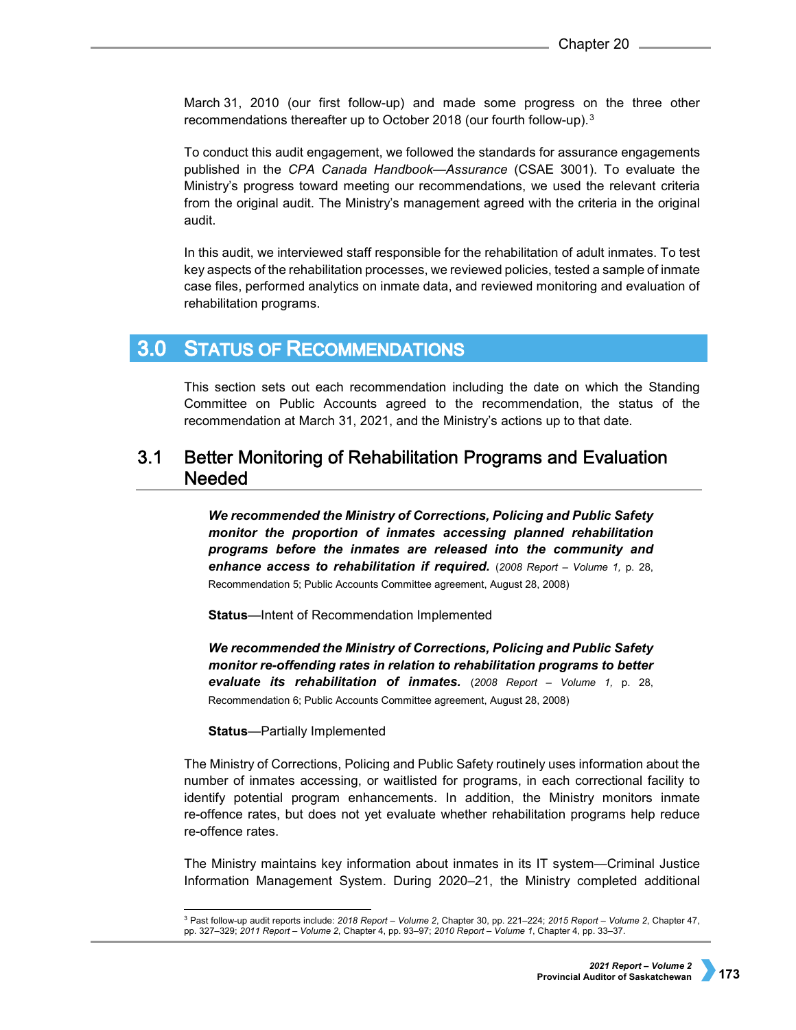March 31, 2010 (our first follow-up) and made some progress on the three other recommendations thereafter up to October 2018 (our fourth follow-up).[3]

To conduct this audit engagement, we followed the standards for assurance engagements published in the *CPA Canada Handbook—Assurance* (CSAE 3001). To evaluate the Ministry's progress toward meeting our recommendations, we used the relevant criteria from the original audit. The Ministry's management agreed with the criteria in the original audit.

In this audit, we interviewed staff responsible for the rehabilitation of adult inmates. To test key aspects of the rehabilitation processes, we reviewed policies, tested a sample of inmate case files, performed analytics on inmate data, and reviewed monitoring and evaluation of rehabilitation programs.

# 3.0 Status of Recommendations

This section sets out each recommendation including the date on which the Standing Committee on Public Accounts agreed to the recommendation, the status of the recommendation at March 31, 2021, and the Ministry's actions up to that date.

## 3.1 Better Monitoring of Rehabilitation Programs and Evaluation Needed

> ***We recommended the Ministry of Corrections, Policing and Public Safety monitor the proportion of inmates accessing planned rehabilitation programs before the inmates are released into the community and enhance access to rehabilitation if required.*** (*2008 Report – Volume 1,* p. 28, Recommendation 5; Public Accounts Committee agreement, August 28, 2008)
>
> **Status**—Intent of Recommendation Implemented
>
> ***We recommended the Ministry of Corrections, Policing and Public Safety monitor re-offending rates in relation to rehabilitation programs to better evaluate its rehabilitation of inmates.*** (*2008 Report – Volume 1,* p. 28, Recommendation 6; Public Accounts Committee agreement, August 28, 2008)
>
> **Status**—Partially Implemented

The Ministry of Corrections, Policing and Public Safety routinely uses information about the number of inmates accessing, or waitlisted for programs, in each correctional facility to identify potential program enhancements. In addition, the Ministry monitors inmate re-offence rates, but does not yet evaluate whether rehabilitation programs help reduce re-offence rates.

The Ministry maintains key information about inmates in its IT system—Criminal Justice Information Management System. During 2020–21, the Ministry completed additional

[3] Past follow-up audit reports include: *2018 Report – Volume 2*, Chapter 30, pp. 221–224; *2015 Report – Volume 2*, Chapter 47, pp. 327–329; *2011 Report – Volume 2*, Chapter 4, pp. 93–97; *2010 Report – Volume 1*, Chapter 4, pp. 33–37.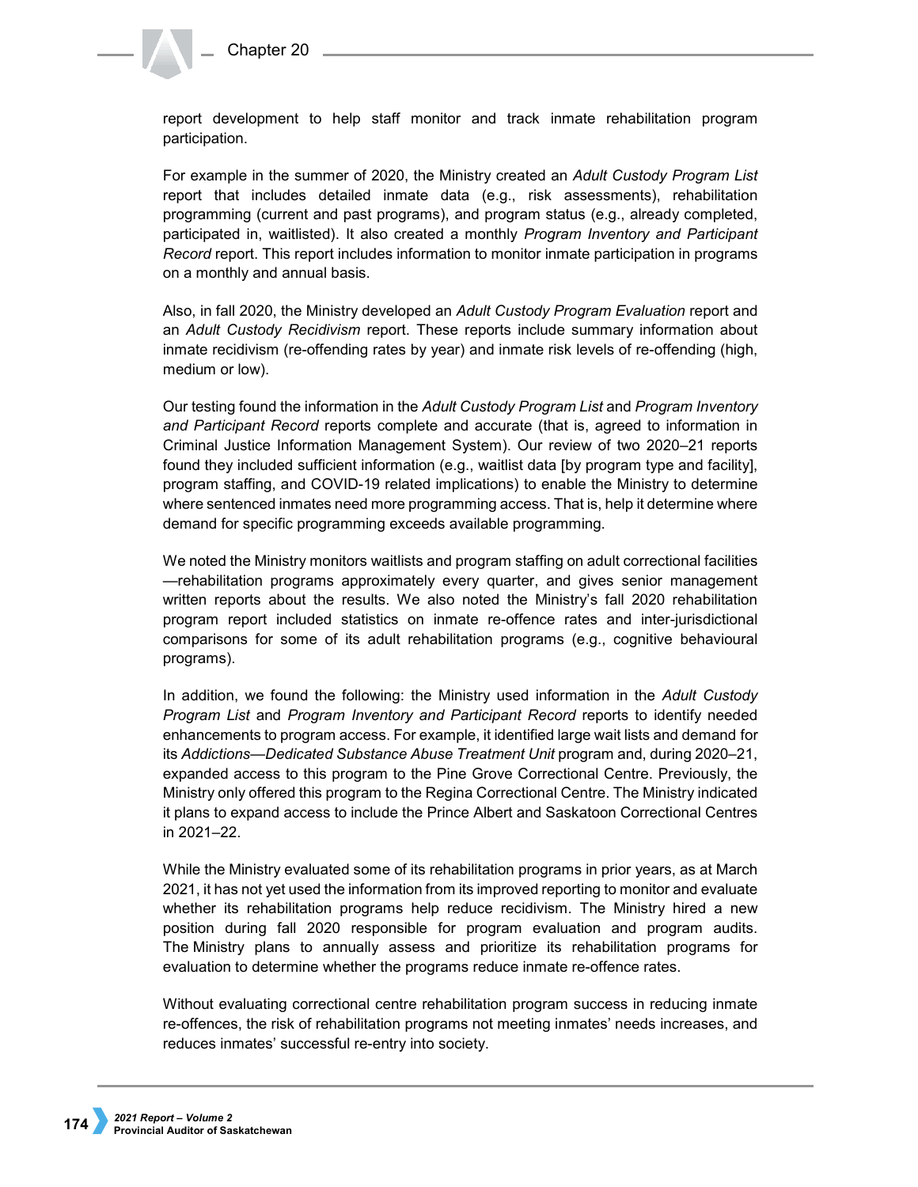report development to help staff monitor and track inmate rehabilitation program participation.

For example in the summer of 2020, the Ministry created an *Adult Custody Program List* report that includes detailed inmate data (e.g., risk assessments), rehabilitation programming (current and past programs), and program status (e.g., already completed, participated in, waitlisted). It also created a monthly *Program Inventory and Participant Record* report. This report includes information to monitor inmate participation in programs on a monthly and annual basis.

Also, in fall 2020, the Ministry developed an *Adult Custody Program Evaluation* report and an *Adult Custody Recidivism* report. These reports include summary information about inmate recidivism (re-offending rates by year) and inmate risk levels of re-offending (high, medium or low).

Our testing found the information in the *Adult Custody Program List* and *Program Inventory and Participant Record* reports complete and accurate (that is, agreed to information in Criminal Justice Information Management System). Our review of two 2020–21 reports found they included sufficient information (e.g., waitlist data [by program type and facility], program staffing, and COVID-19 related implications) to enable the Ministry to determine where sentenced inmates need more programming access. That is, help it determine where demand for specific programming exceeds available programming.

We noted the Ministry monitors waitlists and program staffing on adult correctional facilities—rehabilitation programs approximately every quarter, and gives senior management written reports about the results. We also noted the Ministry's fall 2020 rehabilitation program report included statistics on inmate re-offence rates and inter-jurisdictional comparisons for some of its adult rehabilitation programs (e.g., cognitive behavioural programs).

In addition, we found the following: the Ministry used information in the *Adult Custody Program List* and *Program Inventory and Participant Record* reports to identify needed enhancements to program access. For example, it identified large wait lists and demand for its *Addictions—Dedicated Substance Abuse Treatment Unit* program and, during 2020–21, expanded access to this program to the Pine Grove Correctional Centre. Previously, the Ministry only offered this program to the Regina Correctional Centre. The Ministry indicated it plans to expand access to include the Prince Albert and Saskatoon Correctional Centres in 2021–22.

While the Ministry evaluated some of its rehabilitation programs in prior years, as at March 2021, it has not yet used the information from its improved reporting to monitor and evaluate whether its rehabilitation programs help reduce recidivism. The Ministry hired a new position during fall 2020 responsible for program evaluation and program audits. The Ministry plans to annually assess and prioritize its rehabilitation programs for evaluation to determine whether the programs reduce inmate re-offence rates.

Without evaluating correctional centre rehabilitation program success in reducing inmate re-offences, the risk of rehabilitation programs not meeting inmates' needs increases, and reduces inmates' successful re-entry into society.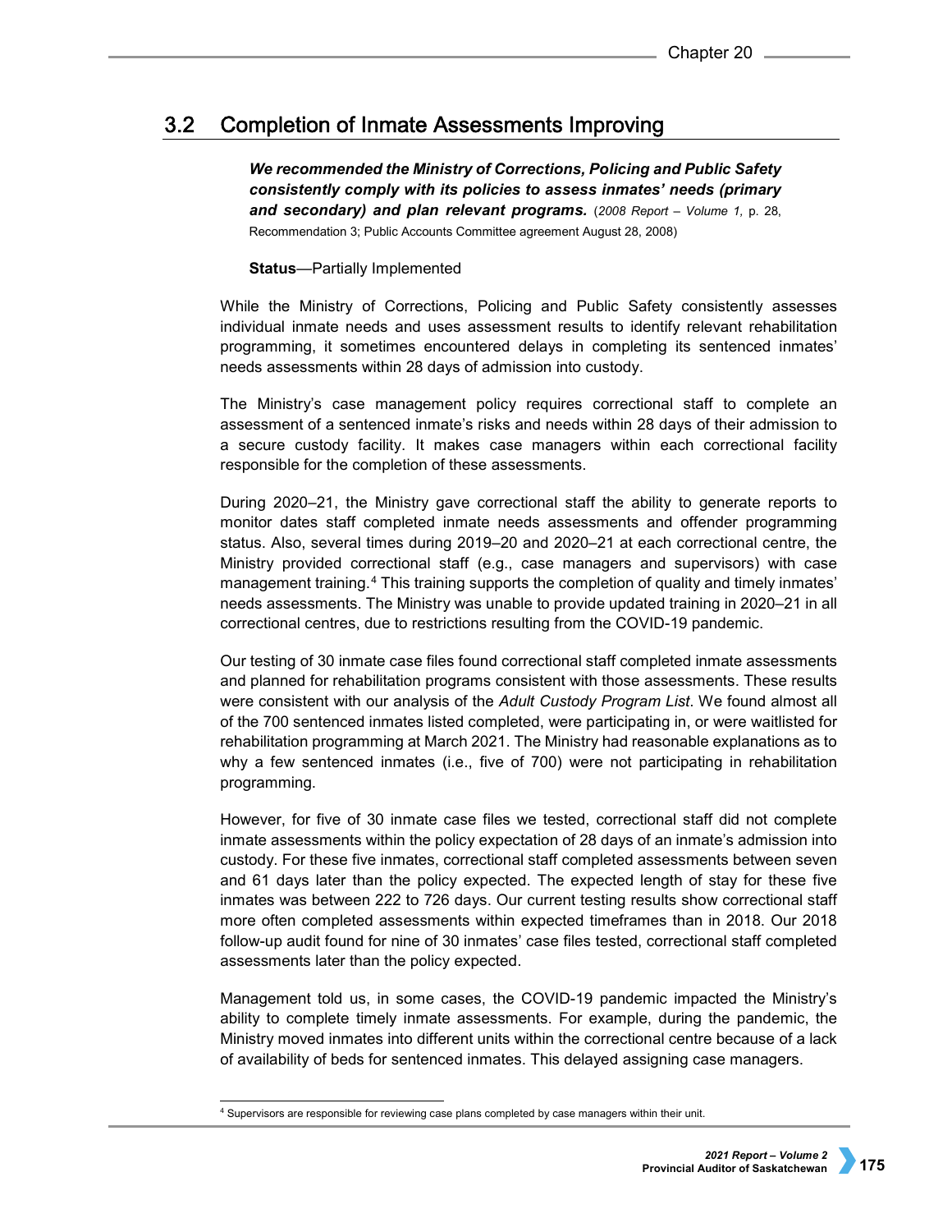## 3.2 Completion of Inmate Assessments Improving

***We recommended the Ministry of Corrections, Policing and Public Safety consistently comply with its policies to assess inmates' needs (primary and secondary) and plan relevant programs.*** (*2008 Report – Volume 1,* p. 28, Recommendation 3; Public Accounts Committee agreement August 28, 2008)

**Status**—Partially Implemented

While the Ministry of Corrections, Policing and Public Safety consistently assesses individual inmate needs and uses assessment results to identify relevant rehabilitation programming, it sometimes encountered delays in completing its sentenced inmates' needs assessments within 28 days of admission into custody.

The Ministry's case management policy requires correctional staff to complete an assessment of a sentenced inmate's risks and needs within 28 days of their admission to a secure custody facility. It makes case managers within each correctional facility responsible for the completion of these assessments.

During 2020–21, the Ministry gave correctional staff the ability to generate reports to monitor dates staff completed inmate needs assessments and offender programming status. Also, several times during 2019–20 and 2020–21 at each correctional centre, the Ministry provided correctional staff (e.g., case managers and supervisors) with case management training.[4] This training supports the completion of quality and timely inmates' needs assessments. The Ministry was unable to provide updated training in 2020–21 in all correctional centres, due to restrictions resulting from the COVID-19 pandemic.

Our testing of 30 inmate case files found correctional staff completed inmate assessments and planned for rehabilitation programs consistent with those assessments. These results were consistent with our analysis of the *Adult Custody Program List*. We found almost all of the 700 sentenced inmates listed completed, were participating in, or were waitlisted for rehabilitation programming at March 2021. The Ministry had reasonable explanations as to why a few sentenced inmates (i.e., five of 700) were not participating in rehabilitation programming.

However, for five of 30 inmate case files we tested, correctional staff did not complete inmate assessments within the policy expectation of 28 days of an inmate's admission into custody. For these five inmates, correctional staff completed assessments between seven and 61 days later than the policy expected. The expected length of stay for these five inmates was between 222 to 726 days. Our current testing results show correctional staff more often completed assessments within expected timeframes than in 2018. Our 2018 follow-up audit found for nine of 30 inmates' case files tested, correctional staff completed assessments later than the policy expected.

Management told us, in some cases, the COVID-19 pandemic impacted the Ministry's ability to complete timely inmate assessments. For example, during the pandemic, the Ministry moved inmates into different units within the correctional centre because of a lack of availability of beds for sentenced inmates. This delayed assigning case managers.

---

[4] Supervisors are responsible for reviewing case plans completed by case managers within their unit.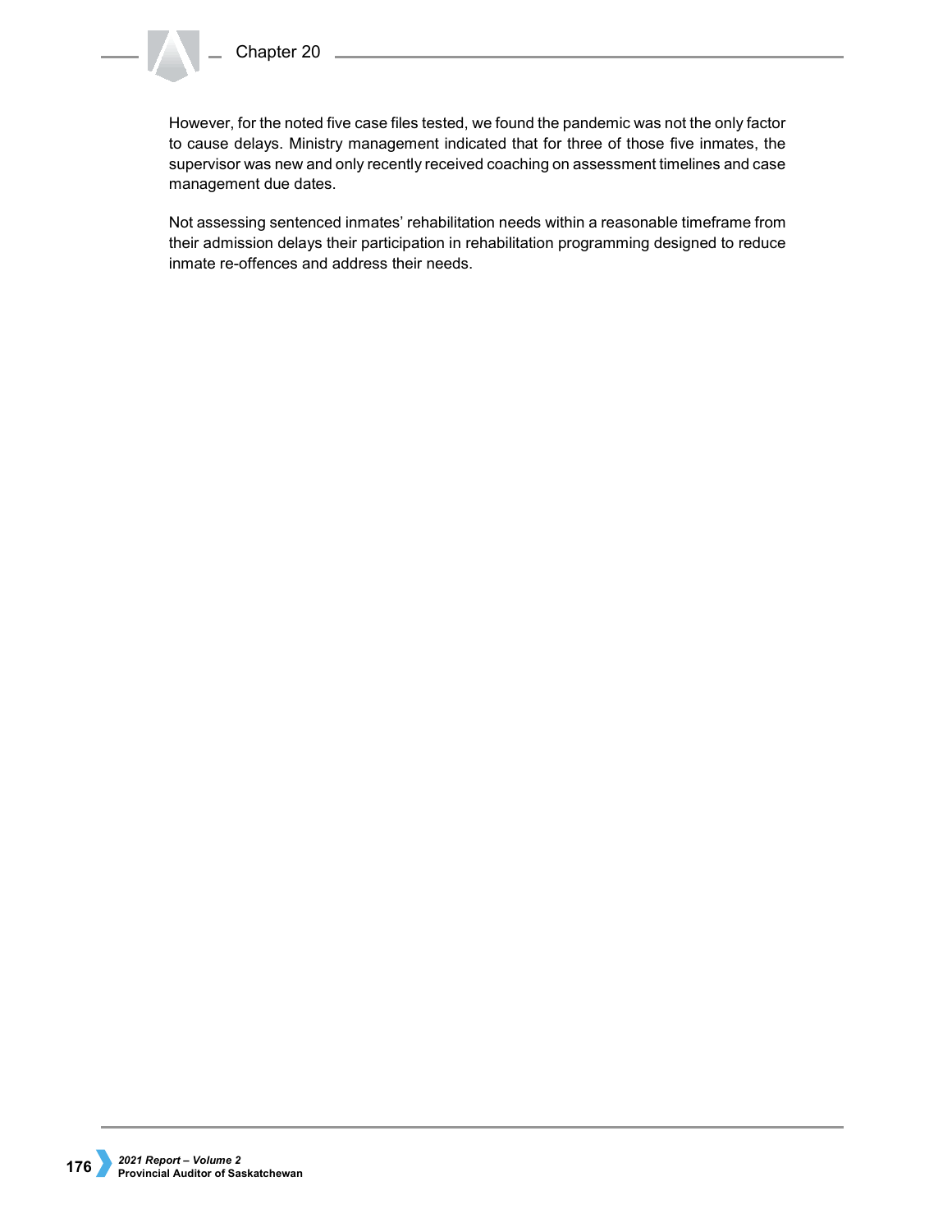However, for the noted five case files tested, we found the pandemic was not the only factor to cause delays. Ministry management indicated that for three of those five inmates, the supervisor was new and only recently received coaching on assessment timelines and case management due dates.

Not assessing sentenced inmates' rehabilitation needs within a reasonable timeframe from their admission delays their participation in rehabilitation programming designed to reduce inmate re-offences and address their needs.